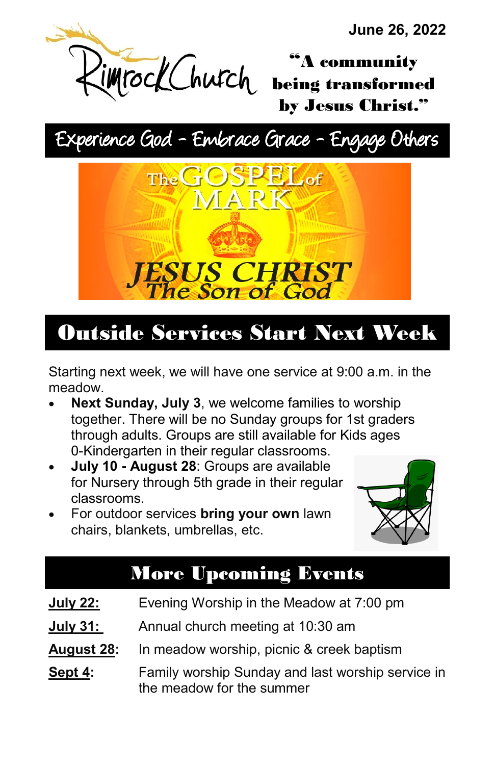June 26, 2022

Rimrock Church

"A community being transformed by Jesus Christ."

Experience God - Embrace Grace - Engage Others

The GOSPEL of MARK

JESUS CHRIST The Son of God

## Outside Services Start Next Week

Starting next week, we will have one service at 9:00 a.m. in the meadow.

- **Next Sunday, July 3**, we welcome families to worship together. There will be no Sunday groups for 1st graders through adults. Groups are still available for Kids ages 0-Kindergarten in their regular classrooms.
- **July 10 - August 28**: Groups are available for Nursery through 5th grade in their regular classrooms.
- For outdoor services **bring your own** lawn chairs, blankets, umbrellas, etc.

## More Upcoming Events

| | |
|---|---|
| **July 22:** | Evening Worship in the Meadow at 7:00 pm |
| **July 31:** | Annual church meeting at 10:30 am |
| **August 28:** | In meadow worship, picnic & creek baptism |
| **Sept 4:** | Family worship Sunday and last worship service in the meadow for the summer |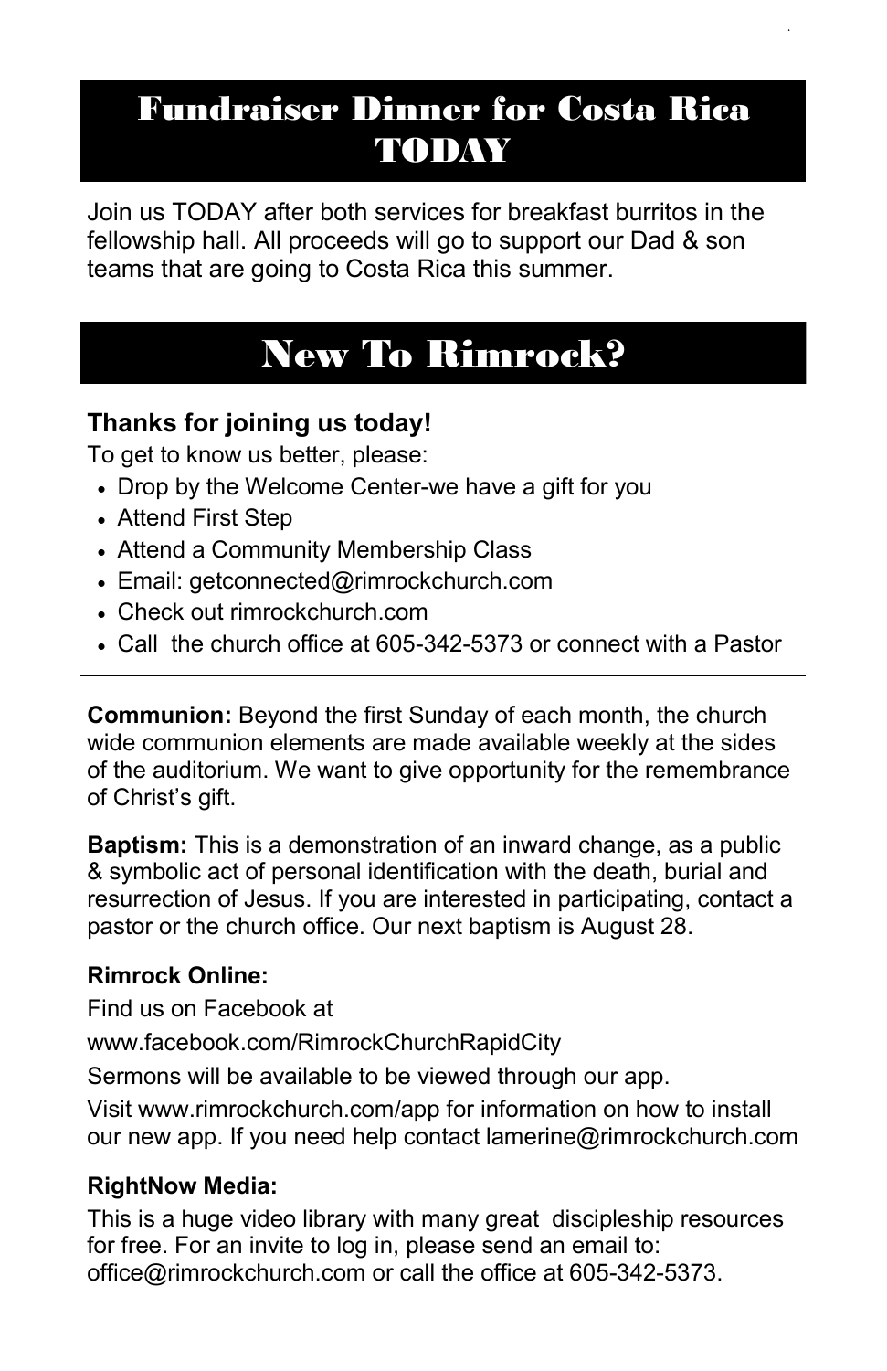# Fundraiser Dinner for Costa Rica TODAY

Join us TODAY after both services for breakfast burritos in the fellowship hall. All proceeds will go to support our Dad & son teams that are going to Costa Rica this summer.

# New To Rimrock?

**Thanks for joining us today!**

To get to know us better, please:

- Drop by the Welcome Center-we have a gift for you
- Attend First Step
- Attend a Community Membership Class
- Email: getconnected@rimrockchurch.com
- Check out rimrockchurch.com
- Call the church office at 605-342-5373 or connect with a Pastor

---

**Communion:** Beyond the first Sunday of each month, the church wide communion elements are made available weekly at the sides of the auditorium. We want to give opportunity for the remembrance of Christ's gift.

**Baptism:** This is a demonstration of an inward change, as a public & symbolic act of personal identification with the death, burial and resurrection of Jesus. If you are interested in participating, contact a pastor or the church office. Our next baptism is August 28.

**Rimrock Online:**

Find us on Facebook at

www.facebook.com/RimrockChurchRapidCity

Sermons will be available to be viewed through our app.

Visit www.rimrockchurch.com/app for information on how to install our new app. If you need help contact lamerine@rimrockchurch.com

**RightNow Media:**

This is a huge video library with many great discipleship resources for free. For an invite to log in, please send an email to: office@rimrockchurch.com or call the office at 605-342-5373.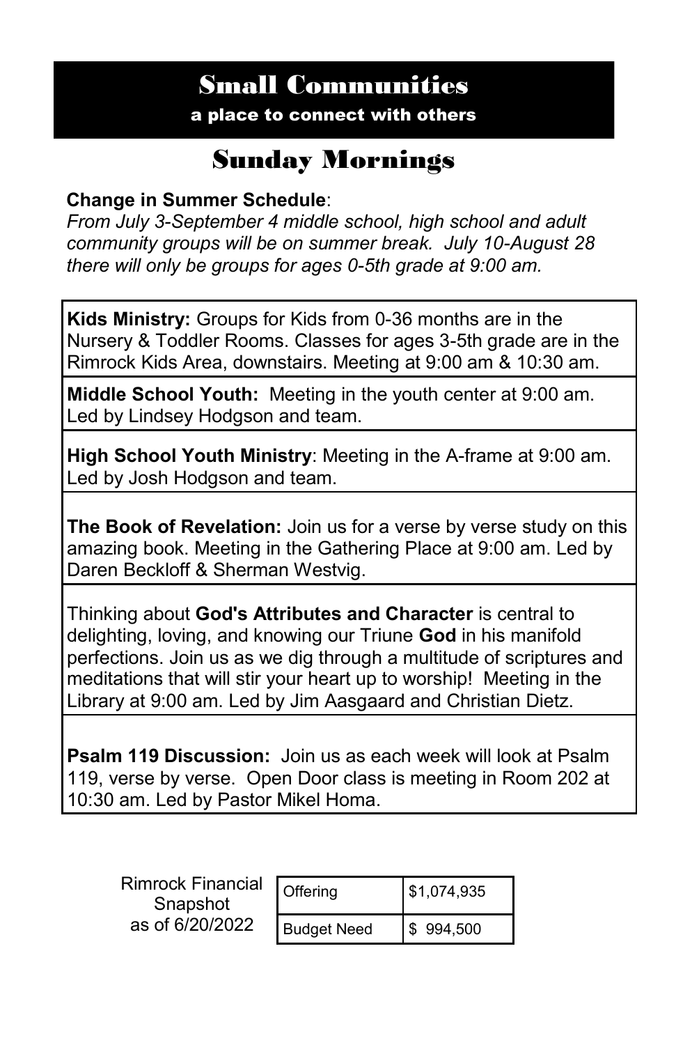# Small Communities

**a place to connect with others**

## Sunday Mornings

**Change in Summer Schedule**:
*From July 3-September 4 middle school, high school and adult community groups will be on summer break. July 10-August 28 there will only be groups for ages 0-5th grade at 9:00 am.*

**Kids Ministry:** Groups for Kids from 0-36 months are in the Nursery & Toddler Rooms. Classes for ages 3-5th grade are in the Rimrock Kids Area, downstairs. Meeting at 9:00 am & 10:30 am.

**Middle School Youth:** Meeting in the youth center at 9:00 am. Led by Lindsey Hodgson and team.

**High School Youth Ministry**: Meeting in the A-frame at 9:00 am. Led by Josh Hodgson and team.

**The Book of Revelation:** Join us for a verse by verse study on this amazing book. Meeting in the Gathering Place at 9:00 am. Led by Daren Beckloff & Sherman Westvig.

Thinking about **God's Attributes and Character** is central to delighting, loving, and knowing our Triune **God** in his manifold perfections. Join us as we dig through a multitude of scriptures and meditations that will stir your heart up to worship! Meeting in the Library at 9:00 am. Led by Jim Aasgaard and Christian Dietz.

**Psalm 119 Discussion:** Join us as each week will look at Psalm 119, verse by verse. Open Door class is meeting in Room 202 at 10:30 am. Led by Pastor Mikel Homa.

Rimrock Financial Snapshot as of 6/20/2022

| Offering | $1,074,935 |
|---|---|
| Budget Need | $ 994,500 |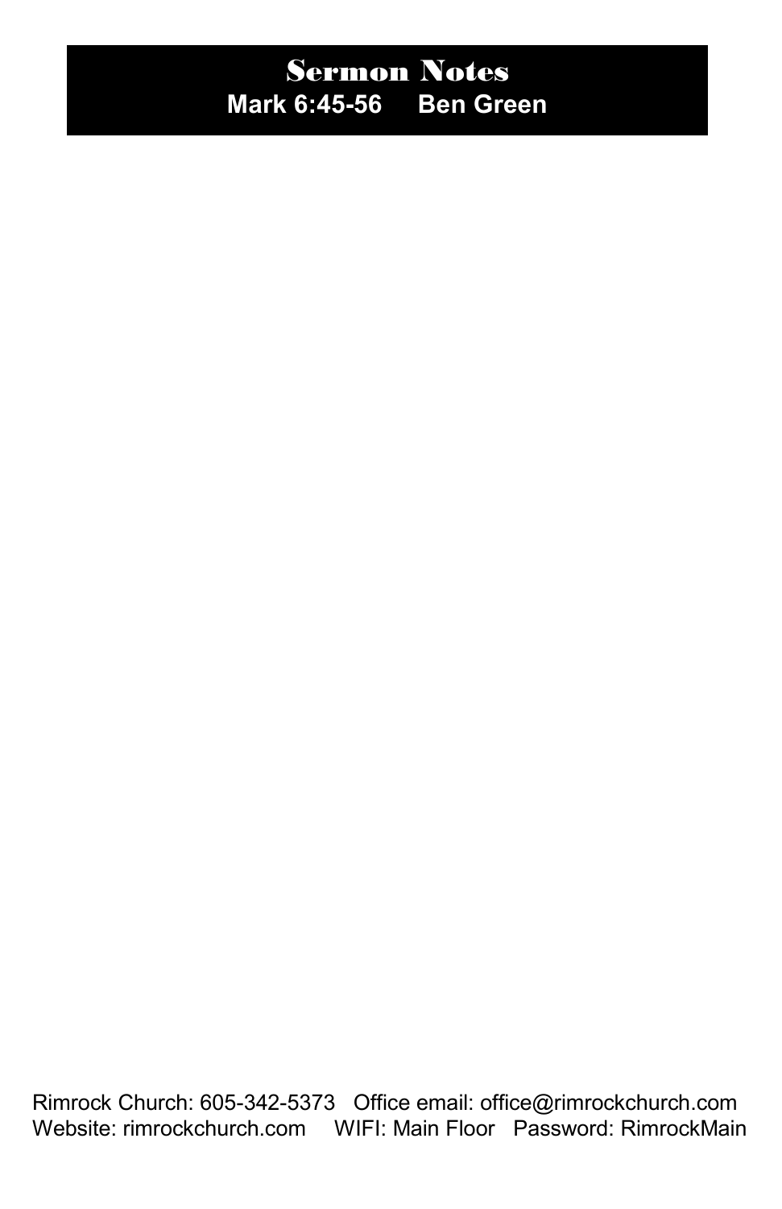# Sermon Notes

**Mark 6:45-56 Ben Green**

Rimrock Church: 605-342-5373 Office email: office@rimrockchurch.com
Website: rimrockchurch.com WIFI: Main Floor Password: RimrockMain